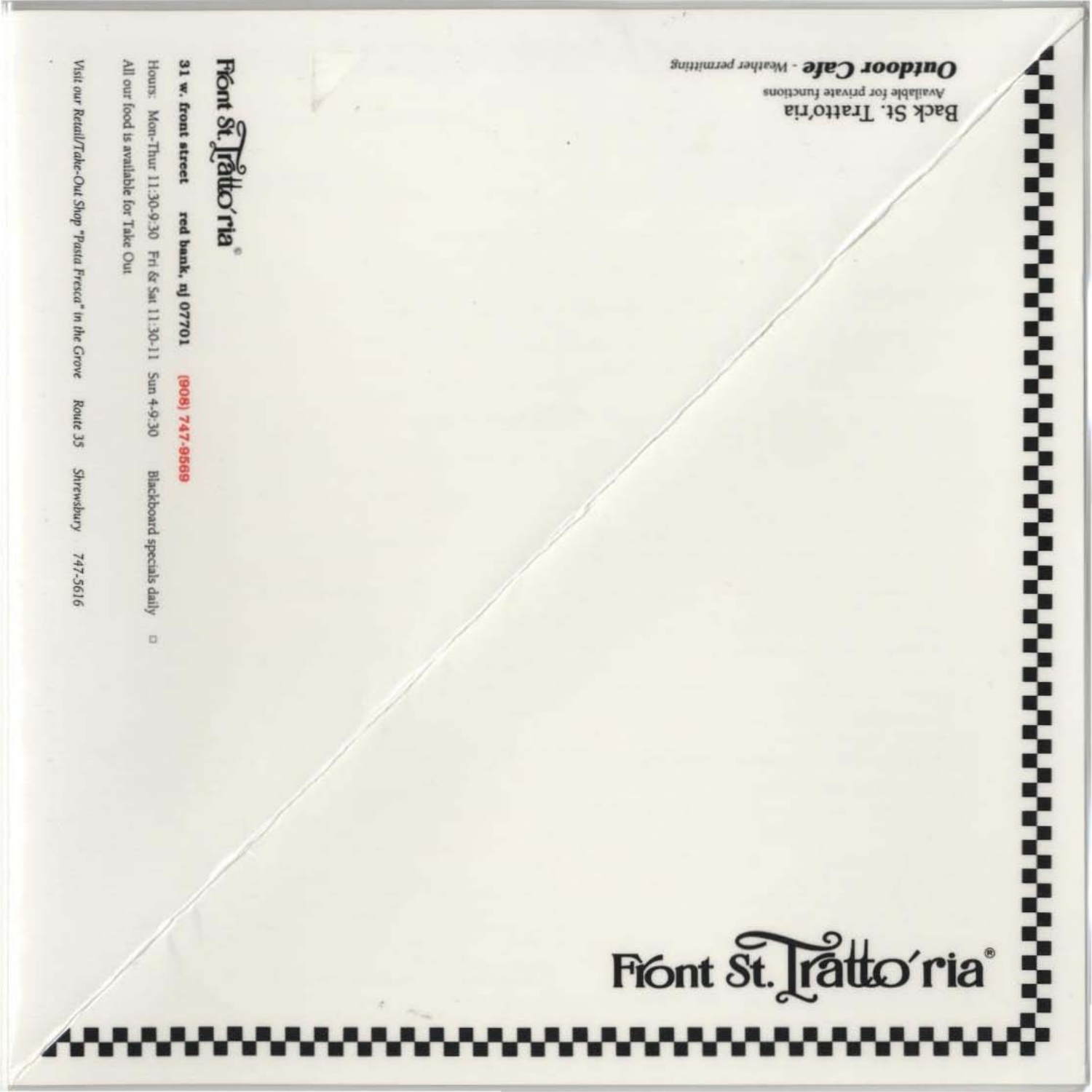# Front St. Tratto'ria®

**31 w. front street** **red bank, nj 07701** (908) 747-9569

Hours: Mon-Thur 11:30-9:30 Fri & Sat 11:30-11 Sun 4-9:30 Blackboard specials daily

All our food is available for Take Out

*Visit our Retail/Take-Out Shop "Pasta Fresca" in the Grove Route 35 Shrewsbury 747-5616*

Back St. Tratto'ria

Available for private functions

***Outdoor Cafe*** - Weather permitting

# Front St. Tratto'ria®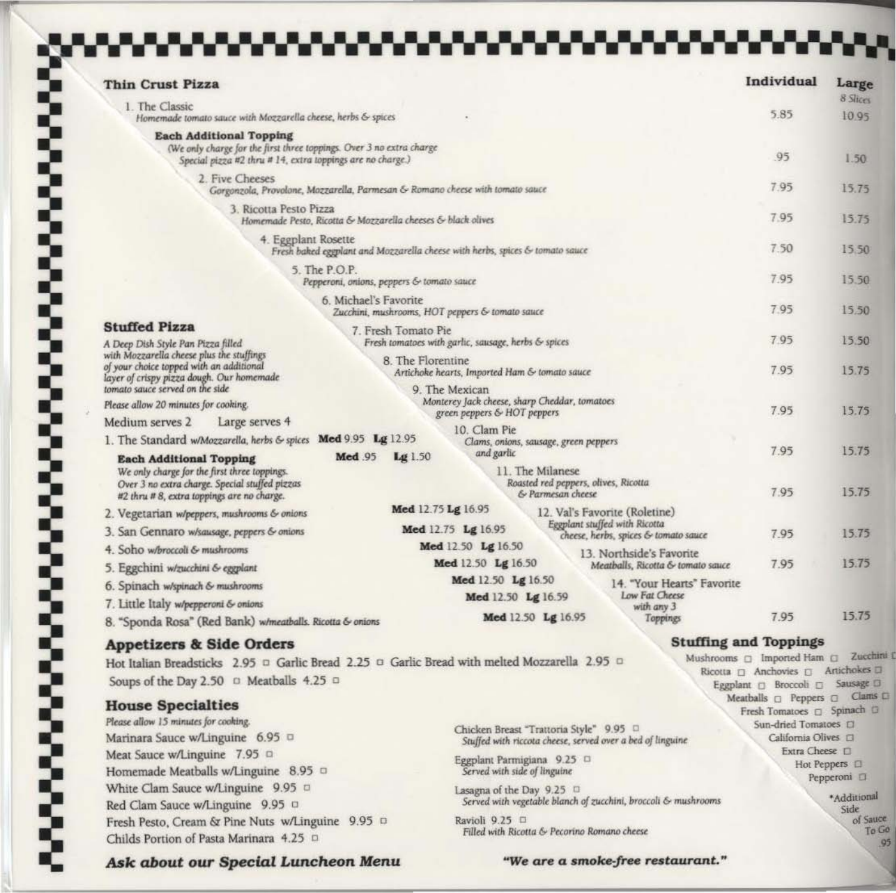## Thin Crust Pizza

| | Individual | Large (8 Slices) |
|---|---|---|
| 1. The Classic<br>*Homemade tomato sauce with Mozzarella cheese, herbs & spices* | 5.85 | 10.95 |
| **Each Additional Topping**<br>*(We only charge for the first three toppings. Over 3 no extra charge. Special pizza #2 thru # 14, extra toppings are no charge.)* | .95 | 1.50 |
| 2. Five Cheeses<br>*Gorgonzola, Provolone, Mozzarella, Parmesan & Romano cheese with tomato sauce* | 7.95 | 15.75 |
| 3. Ricotta Pesto Pizza<br>*Homemade Pesto, Ricotta & Mozzarella cheeses & black olives* | 7.95 | 15.75 |
| 4. Eggplant Rosette<br>*Fresh baked eggplant and Mozzarella cheese with herbs, spices & tomato sauce* | 7.50 | 15.50 |
| 5. The P.O.P.<br>*Pepperoni, onions, peppers & tomato sauce* | 7.95 | 15.50 |
| 6. Michael's Favorite<br>*Zucchini, mushrooms, HOT peppers & tomato sauce* | 7.95 | 15.50 |
| 7. Fresh Tomato Pie<br>*Fresh tomatoes with garlic, sausage, herbs & spices* | 7.95 | 15.50 |
| 8. The Florentine<br>*Artichoke hearts, Imported Ham & tomato sauce* | 7.95 | 15.75 |
| 9. The Mexican<br>*Monterey Jack cheese, sharp Cheddar, tomatoes green peppers & HOT peppers* | 7.95 | 15.75 |
| 10. Clam Pie<br>*Clams, onions, sausage, green peppers and garlic* | 7.95 | 15.75 |
| 11. The Milanese<br>*Roasted red peppers, olives, Ricotta & Parmesan cheese* | 7.95 | 15.75 |
| 12. Val's Favorite (Roletine)<br>*Eggplant stuffed with Ricotta cheese, herbs, spices & tomato sauce* | 7.95 | 15.75 |
| 13. Northside's Favorite<br>*Meatballs, Ricotta & tomato sauce* | 7.95 | 15.75 |
| 14. "Your Hearts" Favorite<br>*Low Fat Cheese with any 3 Toppings* | 7.95 | 15.75 |

## Stuffed Pizza

*A Deep Dish Style Pan Pizza filled with Mozzarella cheese plus the stuffings of your choice topped with an additional layer of crispy pizza dough. Our homemade tomato sauce served on the side*

*Please allow 20 minutes for cooking.*

Medium serves 2 Large serves 4

| | Med | Lg |
|---|---|---|
| 1. The Standard *w/Mozzarella, herbs & spices* | 9.95 | 12.95 |
| **Each Additional Topping**<br>*We only charge for the first three toppings. Over 3 no extra charge. Special stuffed pizzas #2 thru # 8, extra toppings are no charge.* | .95 | 1.50 |
| 2. Vegetarian *w/peppers, mushrooms & onions* | 12.75 | 16.95 |
| 3. San Gennaro *w/sausage, peppers & onions* | 12.75 | 16.95 |
| 4. Soho *w/broccoli & mushrooms* | 12.50 | 16.50 |
| 5. Eggchini *w/zucchini & eggplant* | 12.50 | 16.50 |
| 6. Spinach *w/spinach & mushrooms* | 12.50 | 16.50 |
| 7. Little Italy *w/pepperoni & onions* | 12.50 | 16.59 |
| 8. "Sponda Rosa" (Red Bank) *w/meatballs, Ricotta & onions* | 12.50 | 16.95 |

## Stuffing and Toppings

Mushrooms ☐ Imported Ham ☐ Zucchini ☐
Ricotta ☐ Anchovies ☐ Artichokes ☐
Eggplant ☐ Broccoli ☐ Sausage ☐
Meatballs ☐ Peppers ☐ Clams ☐
Fresh Tomatoes ☐ Spinach ☐
Sun-dried Tomatoes ☐
California Olives ☐
Extra Cheese ☐
Hot Peppers ☐
Pepperoni ☐

*Additional Side of Sauce To Go .95

## Appetizers & Side Orders

Hot Italian Breadsticks 2.95 ☐ Garlic Bread 2.25 ☐ Garlic Bread with melted Mozzarella 2.95 ☐

Soups of the Day 2.50 ☐ Meatballs 4.25 ☐

## House Specialties

*Please allow 15 minutes for cooking.*

Marinara Sauce w/Linguine 6.95 ☐

Meat Sauce w/Linguine 7.95 ☐

Homemade Meatballs w/Linguine 8.95 ☐

White Clam Sauce w/Linguine 9.95 ☐

Red Clam Sauce w/Linguine 9.95 ☐

Fresh Pesto, Cream & Pine Nuts w/Linguine 9.95 ☐

Childs Portion of Pasta Marinara 4.25 ☐

Chicken Breast "Trattoria Style" 9.95 ☐
*Stuffed with riccota cheese, served over a bed of linguine*

Eggplant Parmigiana 9.25 ☐
*Served with side of linguine*

Lasagna of the Day 9.25 ☐
*Served with vegetable blanch of zucchini, broccoli & mushrooms*

Ravioli 9.25 ☐
*Filled with Ricotta & Pecorino Romano cheese*

***Ask about our Special Luncheon Menu***

***"We are a smoke-free restaurant."***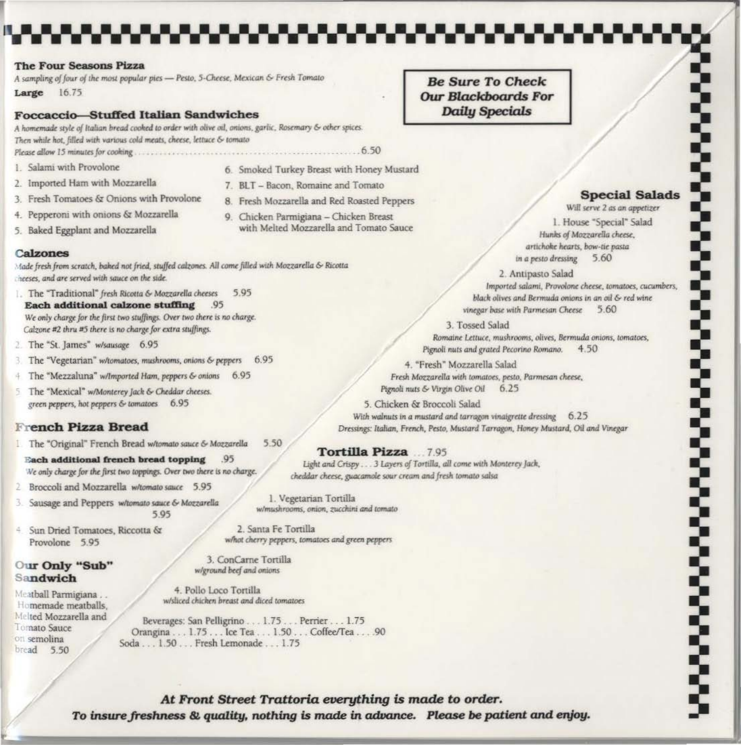## The Four Seasons Pizza

*A sampling of four of the most popular pies — Pesto, 5-Cheese, Mexican & Fresh Tomato*

**Large** 16.75

**Be Sure To Check Our Blackboards For Daily Specials**

## Foccaccio—Stuffed Italian Sandwiches

*A homemade style of Italian bread cooked to order with olive oil, onions, garlic, Rosemary & other spices. Then while hot, filled with various cold meats, cheese, lettuce & tomato*

*Please allow 15 minutes for cooking* .......... 6.50

1. Salami with Provolone
2. Imported Ham with Mozzarella
3. Fresh Tomatoes & Onions with Provolone
4. Pepperoni with onions & Mozzarella
5. Baked Eggplant and Mozzarella
6. Smoked Turkey Breast with Honey Mustard
7. BLT – Bacon, Romaine and Tomato
8. Fresh Mozzarella and Red Roasted Peppers
9. Chicken Parmigiana – Chicken Breast with Melted Mozzarella and Tomato Sauce

## Calzones

*Made fresh from scratch, baked not fried, stuffed calzones. All come filled with Mozzarella & Ricotta cheeses, and are served with sauce on the side.*

1. The "Traditional" *fresh Ricotta & Mozzarella cheeses* 5.95

   **Each additional calzone stuffing** .95

   *We only charge for the first two stuffings. Over two there is no charge. Calzone #2 thru #5 there is no charge for extra stuffings.*

2. The "St. James" *w/sausage* 6.95
3. The "Vegetarian" *w/tomatoes, mushrooms, onions & peppers* 6.95
4. The "Mezzaluna" *w/Imported Ham, peppers & onions* 6.95
5. The "Mexical" *w/Monterey Jack & Cheddar cheeses, green peppers, hot peppers & tomatoes* 6.95

## French Pizza Bread

1. The "Original" French Bread *w/tomato sauce & Mozzarella* 5.50

   **Each additional french bread topping** .95

   *We only charge for the first two toppings. Over two there is no charge.*

2. Broccoli and Mozzarella *w/tomato sauce* 5.95
3. Sausage and Peppers *w/tomato sauce & Mozzarella* 5.95
4. Sun Dried Tomatoes, Riccotta & Provolone 5.95

## Our Only "Sub" Sandwich

Meatball Parmigiana . . Homemade meatballs, Melted Mozzarella and Tomato Sauce on semolina bread 5.50

## Special Salads

*Will serve 2 as an appetizer*

1. House "Special" Salad
   *Hunks of Mozzarella cheese, artichoke hearts, bow-tie pasta in a pesto dressing* 5.60
2. Antipasto Salad
   *Imported salami, Provolone cheese, tomatoes, cucumbers, black olives and Bermuda onions in an oil & red wine vinegar base with Parmesan Cheese* 5.60
3. Tossed Salad
   *Romaine Lettuce, mushrooms, olives, Bermuda onions, tomatoes, Pignoli nuts and grated Pecorino Romano.* 4.50
4. "Fresh" Mozzarella Salad
   *Fresh Mozzarella with tomatoes, pesto, Parmesan cheese, Pignoli nuts & Virgin Olive Oil* 6.25
5. Chicken & Broccoli Salad
   *With walnuts in a mustard and tarragon vinaigrette dressing* 6.25

*Dressings: Italian, French, Pesto, Mustard Tarragon, Honey Mustard, Oil and Vinegar*

## Tortilla Pizza ... 7.95

*Light and Crispy . . . 3 Layers of Tortilla, all come with Monterey Jack, cheddar cheese, guacamole sour cream and fresh tomato salsa*

1. Vegetarian Tortilla
   *w/mushrooms, onion, zucchini and tomato*
2. Santa Fe Tortilla
   *w/hot cherry peppers, tomatoes and green peppers*
3. ConCarne Tortilla
   *w/ground beef and onions*
4. Pollo Loco Tortilla
   *w/sliced chicken breast and diced tomatoes*

Beverages: San Pelligrino . . . 1.75 . . . Perrier . . . 1.75
Orangina . . . 1.75 . . . Ice Tea . . . 1.50 . . . Coffee/Tea . . . .90
Soda . . . 1.50 . . . Fresh Lemonade . . . 1.75

***At Front Street Trattoria everything is made to order.***
***To insure freshness & quality, nothing is made in advance. Please be patient and enjoy.***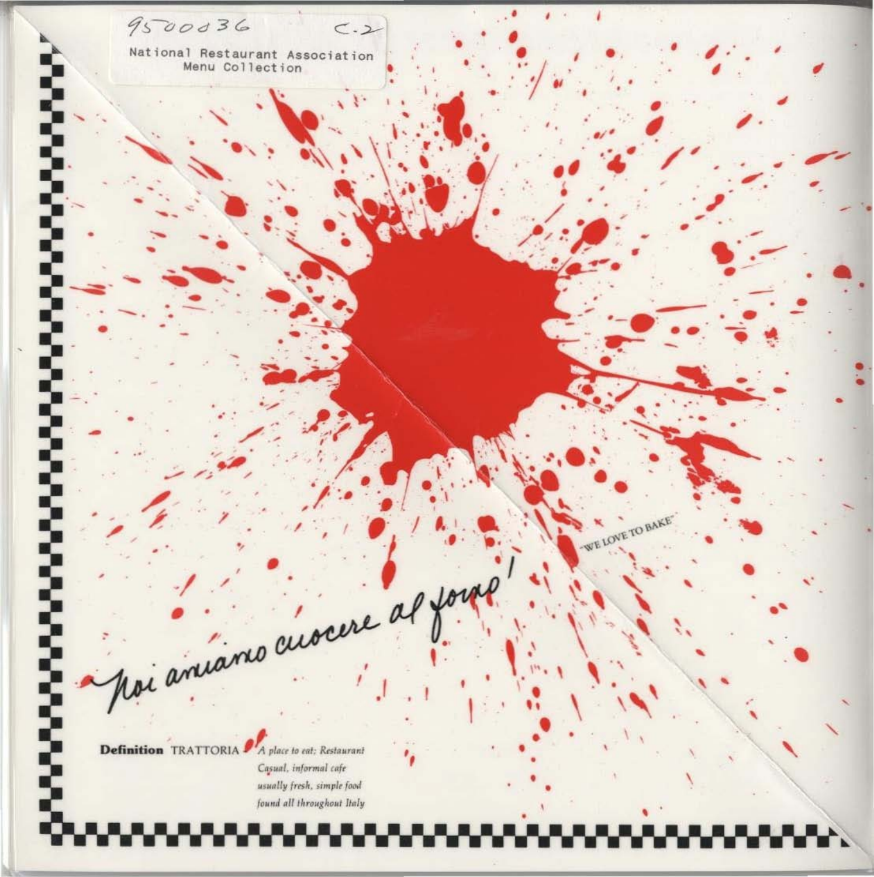9500036 C.2

National Restaurant Association
Menu Collection

"WE LOVE TO BAKE"

*Noi amiamo cuocere al forno!*

**Definition** TRATTORIA *A place to eat; Restaurant*
*Casual, informal cafe*
*usually fresh, simple food*
*found all throughout Italy*